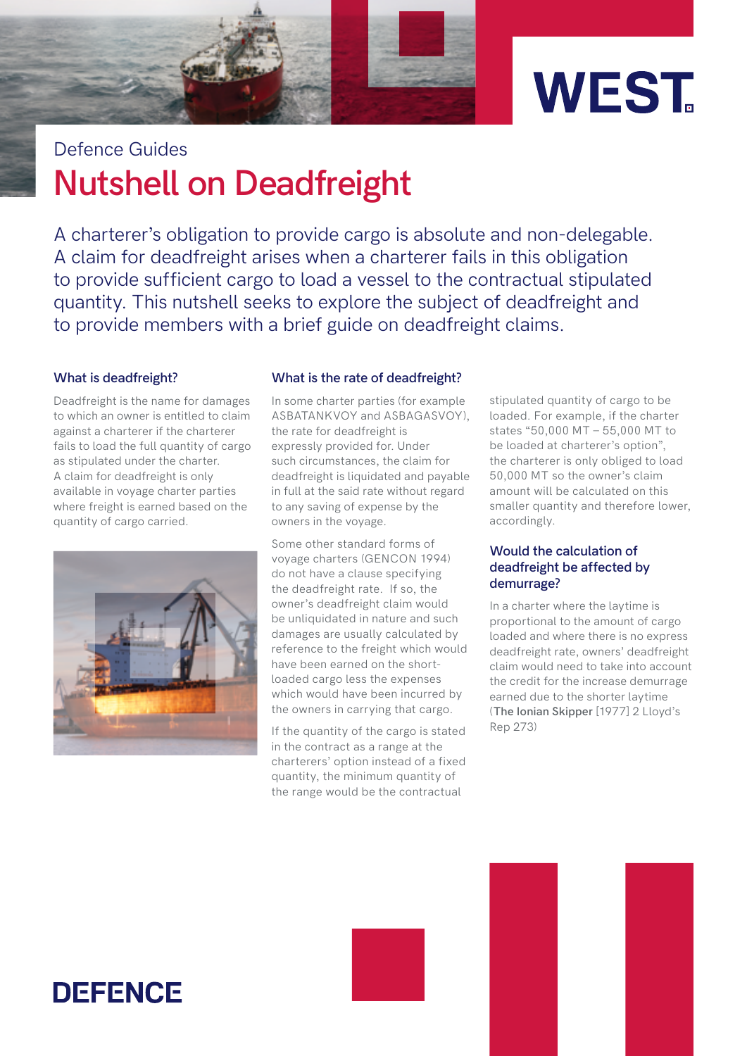WEST

Defence Guides

# Nutshell on Deadfreight

A charterer's obligation to provide cargo is absolute and non-delegable. A claim for deadfreight arises when a charterer fails in this obligation to provide sufficient cargo to load a vessel to the contractual stipulated quantity. This nutshell seeks to explore the subject of deadfreight and to provide members with a brief guide on deadfreight claims.

## What is deadfreight?

Deadfreight is the name for damages to which an owner is entitled to claim against a charterer if the charterer fails to load the full quantity of cargo as stipulated under the charter. A claim for deadfreight is only available in voyage charter parties where freight is earned based on the quantity of cargo carried.

## What is the rate of deadfreight?

In some charter parties (for example ASBATANKVOY and ASBAGASVOY), the rate for deadfreight is expressly provided for. Under such circumstances, the claim for deadfreight is liquidated and payable in full at the said rate without regard to any saving of expense by the owners in the voyage.

Some other standard forms of voyage charters (GENCON 1994) do not have a clause specifying the deadfreight rate. If so, the owner's deadfreight claim would be unliquidated in nature and such damages are usually calculated by reference to the freight which would have been earned on the short-loaded cargo less the expenses which would have been incurred by the owners in carrying that cargo.

If the quantity of the cargo is stated in the contract as a range at the charterers' option instead of a fixed quantity, the minimum quantity of the range would be the contractual stipulated quantity of cargo to be loaded. For example, if the charter states "50,000 MT – 55,000 MT to be loaded at charterer's option", the charterer is only obliged to load 50,000 MT so the owner's claim amount will be calculated on this smaller quantity and therefore lower, accordingly.

## Would the calculation of deadfreight be affected by demurrage?

In a charter where the laytime is proportional to the amount of cargo loaded and where there is no express deadfreight rate, owners' deadfreight claim would need to take into account the credit for the increase demurrage earned due to the shorter laytime (**The Ionian Skipper** [1977] 2 Lloyd's Rep 273)

DEFENCE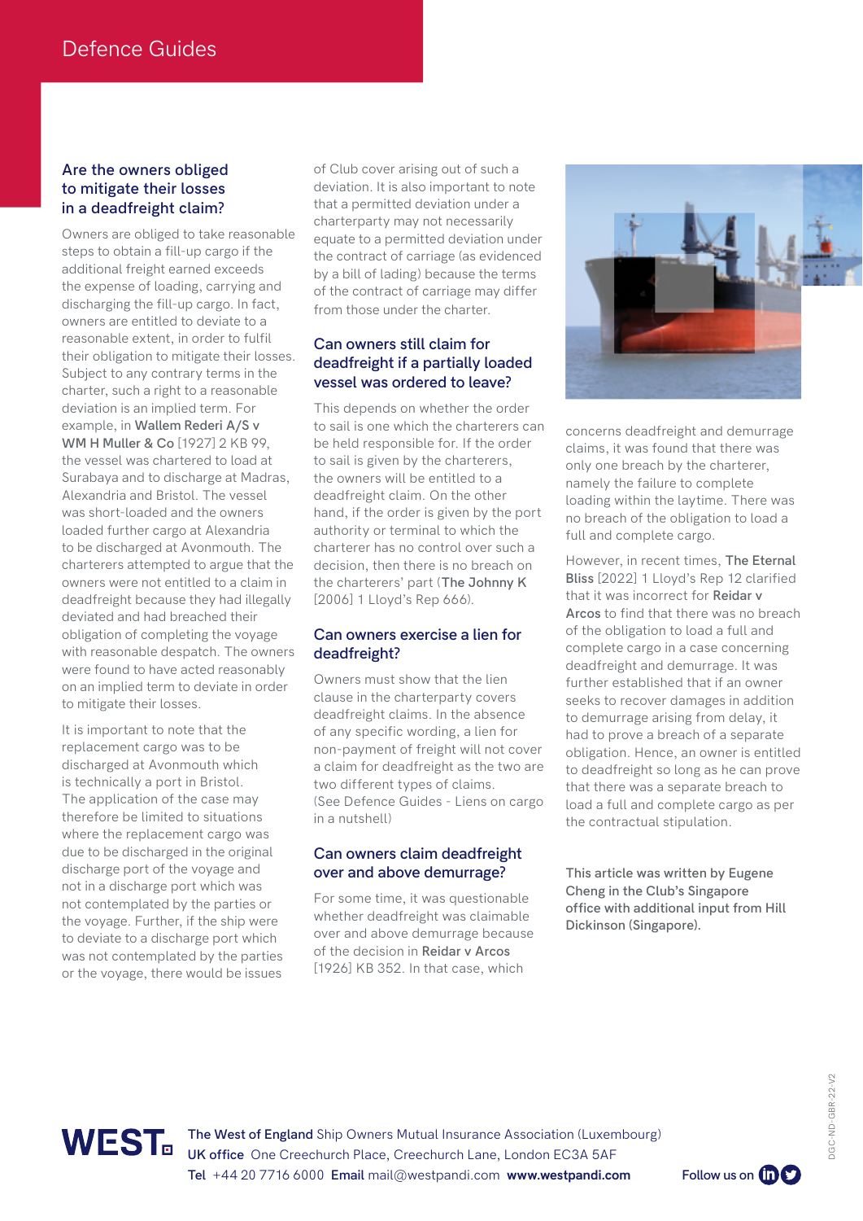## Are the owners obliged to mitigate their losses in a deadfreight claim?

Owners are obliged to take reasonable steps to obtain a fill-up cargo if the additional freight earned exceeds the expense of loading, carrying and discharging the fill-up cargo. In fact, owners are entitled to deviate to a reasonable extent, in order to fulfil their obligation to mitigate their losses. Subject to any contrary terms in the charter, such a right to a reasonable deviation is an implied term. For example, in **Wallem Rederi A/S v WM H Muller & Co** [1927] 2 KB 99, the vessel was chartered to load at Surabaya and to discharge at Madras, Alexandria and Bristol. The vessel was short-loaded and the owners loaded further cargo at Alexandria to be discharged at Avonmouth. The charterers attempted to argue that the owners were not entitled to a claim in deadfreight because they had illegally deviated and had breached their obligation of completing the voyage with reasonable despatch. The owners were found to have acted reasonably on an implied term to deviate in order to mitigate their losses.

It is important to note that the replacement cargo was to be discharged at Avonmouth which is technically a port in Bristol. The application of the case may therefore be limited to situations where the replacement cargo was due to be discharged in the original discharge port of the voyage and not in a discharge port which was not contemplated by the parties or the voyage. Further, if the ship were to deviate to a discharge port which was not contemplated by the parties or the voyage, there would be issues of Club cover arising out of such a deviation. It is also important to note that a permitted deviation under a charterparty may not necessarily equate to a permitted deviation under the contract of carriage (as evidenced by a bill of lading) because the terms of the contract of carriage may differ from those under the charter.

## Can owners still claim for deadfreight if a partially loaded vessel was ordered to leave?

This depends on whether the order to sail is one which the charterers can be held responsible for. If the order to sail is given by the charterers, the owners will be entitled to a deadfreight claim. On the other hand, if the order is given by the port authority or terminal to which the charterer has no control over such a decision, then there is no breach on the charterers' part (**The Johnny K** [2006] 1 Lloyd's Rep 666).

## Can owners exercise a lien for deadfreight?

Owners must show that the lien clause in the charterparty covers deadfreight claims. In the absence of any specific wording, a lien for non-payment of freight will not cover a claim for deadfreight as the two are two different types of claims. (See Defence Guides - Liens on cargo in a nutshell)

## Can owners claim deadfreight over and above demurrage?

For some time, it was questionable whether deadfreight was claimable over and above demurrage because of the decision in **Reidar v Arcos** [1926] KB 352. In that case, which concerns deadfreight and demurrage claims, it was found that there was only one breach by the charterer, namely the failure to complete loading within the laytime. There was no breach of the obligation to load a full and complete cargo.

However, in recent times, **The Eternal Bliss** [2022] 1 Lloyd's Rep 12 clarified that it was incorrect for **Reidar v Arcos** to find that there was no breach of the obligation to load a full and complete cargo in a case concerning deadfreight and demurrage. It was further established that if an owner seeks to recover damages in addition to demurrage arising from delay, it had to prove a breach of a separate obligation. Hence, an owner is entitled to deadfreight so long as he can prove that there was a separate breach to load a full and complete cargo as per the contractual stipulation.

**This article was written by Eugene Cheng in the Club's Singapore office with additional input from Hill Dickinson (Singapore).**

**WEST**

**The West of England** Ship Owners Mutual Insurance Association (Luxembourg)
**UK office** One Creechurch Place, Creechurch Lane, London EC3A 5AF
**Tel** +44 20 7716 6000 **Email** mail@westpandi.com **www.westpandi.com**

Follow us on